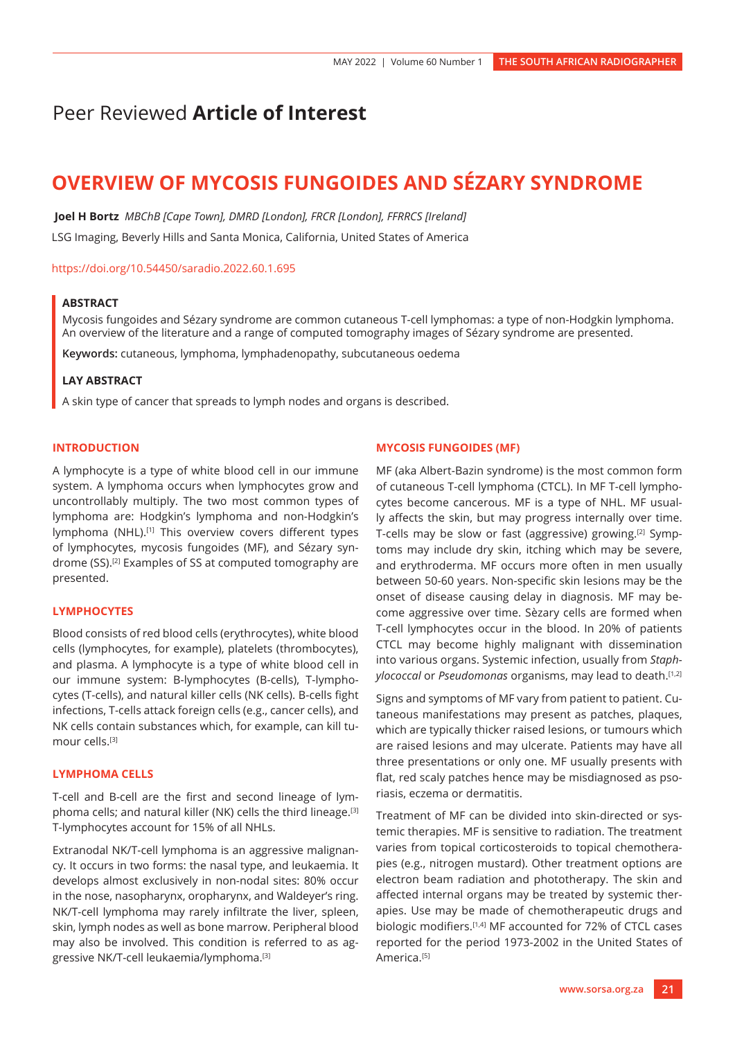Peer Reviewed **Article of Interest**

# OVERVIEW OF MYCOSIS FUNGOIDES AND SÉZARY SYNDROME

**Joel H Bortz** *MBChB [Cape Town], DMRD [London], FRCR [London], FFRRCS [Ireland]*

LSG Imaging, Beverly Hills and Santa Monica, California, United States of America

https://doi.org/10.54450/saradio.2022.60.1.695

### ABSTRACT

Mycosis fungoides and Sézary syndrome are common cutaneous T-cell lymphomas: a type of non-Hodgkin lymphoma. An overview of the literature and a range of computed tomography images of Sézary syndrome are presented.

**Keywords:** cutaneous, lymphoma, lymphadenopathy, subcutaneous oedema

### LAY ABSTRACT

A skin type of cancer that spreads to lymph nodes and organs is described.

## INTRODUCTION

A lymphocyte is a type of white blood cell in our immune system. A lymphoma occurs when lymphocytes grow and uncontrollably multiply. The two most common types of lymphoma are: Hodgkin's lymphoma and non-Hodgkin's lymphoma (NHL).[1] This overview covers different types of lymphocytes, mycosis fungoides (MF), and Sézary syndrome (SS).[2] Examples of SS at computed tomography are presented.

## LYMPHOCYTES

Blood consists of red blood cells (erythrocytes), white blood cells (lymphocytes, for example), platelets (thrombocytes), and plasma. A lymphocyte is a type of white blood cell in our immune system: B-lymphocytes (B-cells), T-lymphocytes (T-cells), and natural killer cells (NK cells). B-cells fight infections, T-cells attack foreign cells (e.g., cancer cells), and NK cells contain substances which, for example, can kill tumour cells.[3]

## LYMPHOMA CELLS

T-cell and B-cell are the first and second lineage of lymphoma cells; and natural killer (NK) cells the third lineage.[3] T-lymphocytes account for 15% of all NHLs.

Extranodal NK/T-cell lymphoma is an aggressive malignancy. It occurs in two forms: the nasal type, and leukaemia. It develops almost exclusively in non-nodal sites: 80% occur in the nose, nasopharynx, oropharynx, and Waldeyer's ring. NK/T-cell lymphoma may rarely infiltrate the liver, spleen, skin, lymph nodes as well as bone marrow. Peripheral blood may also be involved. This condition is referred to as aggressive NK/T-cell leukaemia/lymphoma.[3]

## MYCOSIS FUNGOIDES (MF)

MF (aka Albert-Bazin syndrome) is the most common form of cutaneous T-cell lymphoma (CTCL). In MF T-cell lymphocytes become cancerous. MF is a type of NHL. MF usually affects the skin, but may progress internally over time. T-cells may be slow or fast (aggressive) growing.[2] Symptoms may include dry skin, itching which may be severe, and erythroderma. MF occurs more often in men usually between 50-60 years. Non-specific skin lesions may be the onset of disease causing delay in diagnosis. MF may become aggressive over time. Sèzary cells are formed when T-cell lymphocytes occur in the blood. In 20% of patients CTCL may become highly malignant with dissemination into various organs. Systemic infection, usually from *Staphylococcal* or *Pseudomonas* organisms, may lead to death.[1,2]

Signs and symptoms of MF vary from patient to patient. Cutaneous manifestations may present as patches, plaques, which are typically thicker raised lesions, or tumours which are raised lesions and may ulcerate. Patients may have all three presentations or only one. MF usually presents with flat, red scaly patches hence may be misdiagnosed as psoriasis, eczema or dermatitis.

Treatment of MF can be divided into skin-directed or systemic therapies. MF is sensitive to radiation. The treatment varies from topical corticosteroids to topical chemotherapies (e.g., nitrogen mustard). Other treatment options are electron beam radiation and phototherapy. The skin and affected internal organs may be treated by systemic therapies. Use may be made of chemotherapeutic drugs and biologic modifiers.[1,4] MF accounted for 72% of CTCL cases reported for the period 1973-2002 in the United States of America.[5]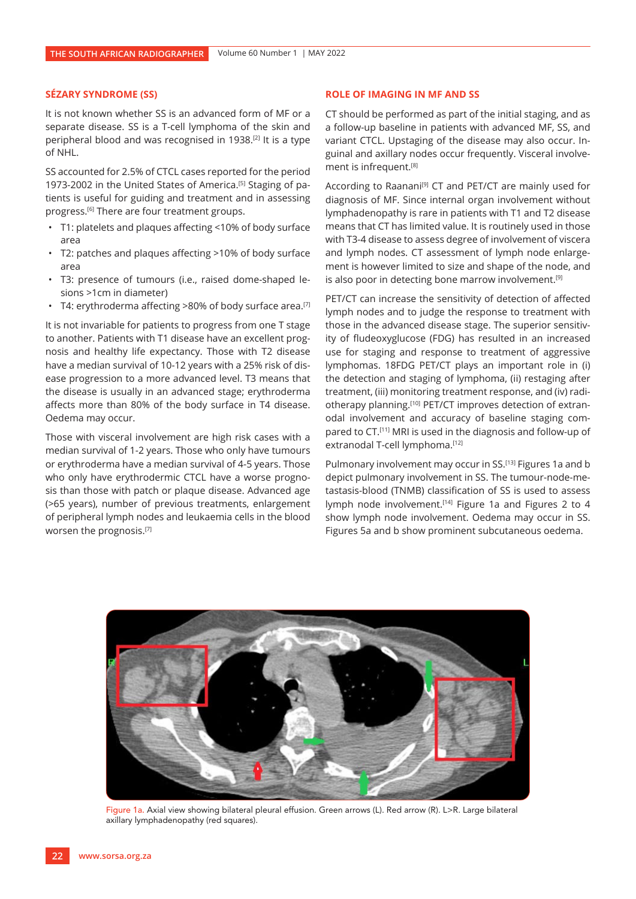## SÉZARY SYNDROME (SS)

It is not known whether SS is an advanced form of MF or a separate disease. SS is a T-cell lymphoma of the skin and peripheral blood and was recognised in 1938.[2] It is a type of NHL.

SS accounted for 2.5% of CTCL cases reported for the period 1973-2002 in the United States of America.[5] Staging of patients is useful for guiding and treatment and in assessing progress.[6] There are four treatment groups.

- T1: platelets and plaques affecting <10% of body surface area
- T2: patches and plaques affecting >10% of body surface area
- T3: presence of tumours (i.e., raised dome-shaped lesions >1cm in diameter)
- T4: erythroderma affecting >80% of body surface area.[7]

It is not invariable for patients to progress from one T stage to another. Patients with T1 disease have an excellent prognosis and healthy life expectancy. Those with T2 disease have a median survival of 10-12 years with a 25% risk of disease progression to a more advanced level. T3 means that the disease is usually in an advanced stage; erythroderma affects more than 80% of the body surface in T4 disease. Oedema may occur.

Those with visceral involvement are high risk cases with a median survival of 1-2 years. Those who only have tumours or erythroderma have a median survival of 4-5 years. Those who only have erythrodermic CTCL have a worse prognosis than those with patch or plaque disease. Advanced age (>65 years), number of previous treatments, enlargement of peripheral lymph nodes and leukaemia cells in the blood worsen the prognosis.[7]

## ROLE OF IMAGING IN MF AND SS

CT should be performed as part of the initial staging, and as a follow-up baseline in patients with advanced MF, SS, and variant CTCL. Upstaging of the disease may also occur. Inguinal and axillary nodes occur frequently. Visceral involvement is infrequent.[8]

According to Raanani[9] CT and PET/CT are mainly used for diagnosis of MF. Since internal organ involvement without lymphadenopathy is rare in patients with T1 and T2 disease means that CT has limited value. It is routinely used in those with T3-4 disease to assess degree of involvement of viscera and lymph nodes. CT assessment of lymph node enlargement is however limited to size and shape of the node, and is also poor in detecting bone marrow involvement.[9]

PET/CT can increase the sensitivity of detection of affected lymph nodes and to judge the response to treatment with those in the advanced disease stage. The superior sensitivity of fludeoxyglucose (FDG) has resulted in an increased use for staging and response to treatment of aggressive lymphomas. 18FDG PET/CT plays an important role in (i) the detection and staging of lymphoma, (ii) restaging after treatment, (iii) monitoring treatment response, and (iv) radiotherapy planning.[10] PET/CT improves detection of extranodal involvement and accuracy of baseline staging compared to CT.[11] MRI is used in the diagnosis and follow-up of extranodal T-cell lymphoma.[12]

Pulmonary involvement may occur in SS.[13] Figures 1a and b depict pulmonary involvement in SS. The tumour-node-metastasis-blood (TNMB) classification of SS is used to assess lymph node involvement.[14] Figure 1a and Figures 2 to 4 show lymph node involvement. Oedema may occur in SS. Figures 5a and b show prominent subcutaneous oedema.

Figure 1a. Axial view showing bilateral pleural effusion. Green arrows (L). Red arrow (R). L>R. Large bilateral axillary lymphadenopathy (red squares).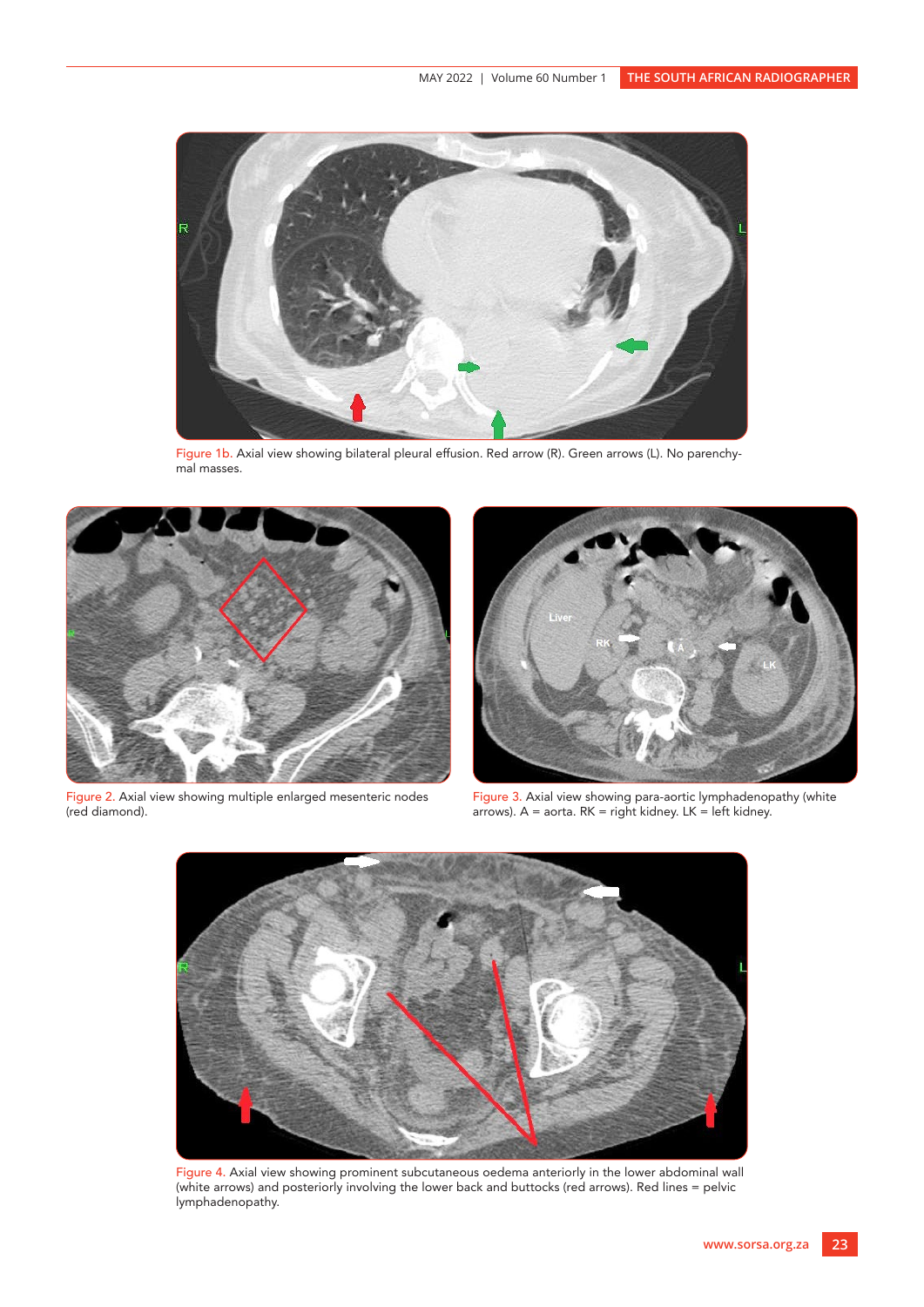Figure 1b. Axial view showing bilateral pleural effusion. Red arrow (R). Green arrows (L). No parenchymal masses.

Figure 2. Axial view showing multiple enlarged mesenteric nodes (red diamond).

Figure 3. Axial view showing para-aortic lymphadenopathy (white arrows). A = aorta. RK = right kidney. LK = left kidney.

Figure 4. Axial view showing prominent subcutaneous oedema anteriorly in the lower abdominal wall (white arrows) and posteriorly involving the lower back and buttocks (red arrows). Red lines = pelvic lymphadenopathy.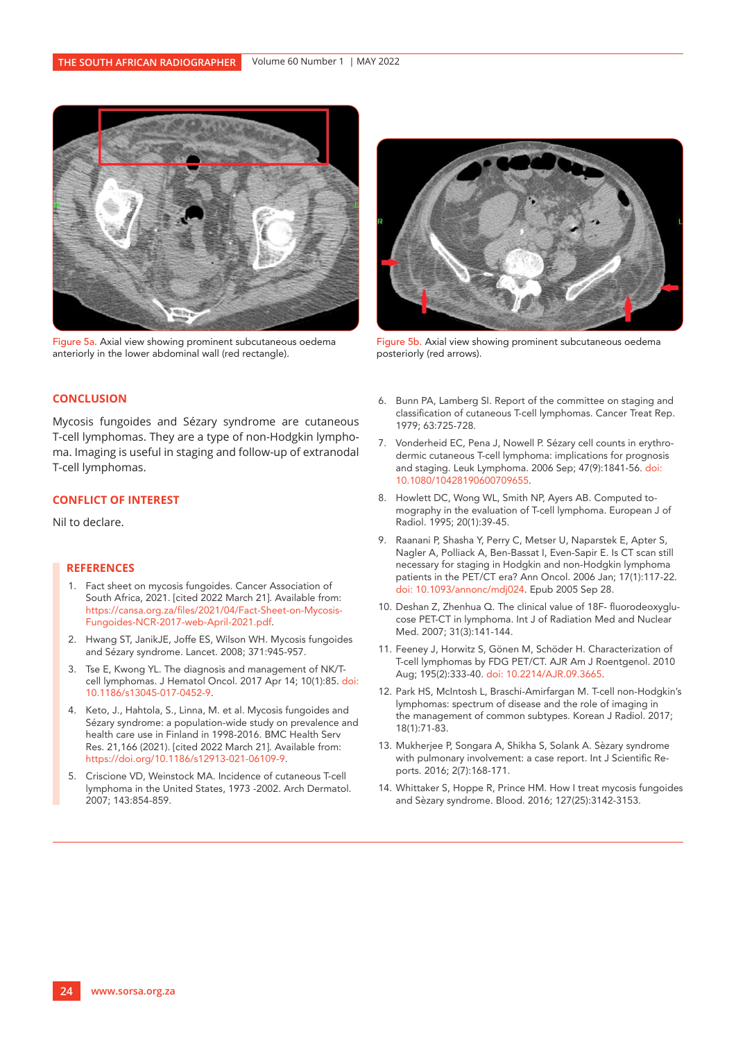Figure 5a. Axial view showing prominent subcutaneous oedema anteriorly in the lower abdominal wall (red rectangle).

Figure 5b. Axial view showing prominent subcutaneous oedema posteriorly (red arrows).

## CONCLUSION

Mycosis fungoides and Sézary syndrome are cutaneous T-cell lymphomas. They are a type of non-Hodgkin lymphoma. Imaging is useful in staging and follow-up of extranodal T-cell lymphomas.

## CONFLICT OF INTEREST

Nil to declare.

## REFERENCES

1. Fact sheet on mycosis fungoides. Cancer Association of South Africa, 2021. [cited 2022 March 21]. Available from: https://cansa.org.za/files/2021/04/Fact-Sheet-on-Mycosis-Fungoides-NCR-2017-web-April-2021.pdf.
2. Hwang ST, JanikJE, Joffe ES, Wilson WH. Mycosis fungoides and Sézary syndrome. Lancet. 2008; 371:945-957.
3. Tse E, Kwong YL. The diagnosis and management of NK/T-cell lymphomas. J Hematol Oncol. 2017 Apr 14; 10(1):85. doi: 10.1186/s13045-017-0452-9.
4. Keto, J., Hahtola, S., Linna, M. et al. Mycosis fungoides and Sézary syndrome: a population-wide study on prevalence and health care use in Finland in 1998-2016. BMC Health Serv Res. 21,166 (2021). [cited 2022 March 21]. Available from: https://doi.org/10.1186/s12913-021-06109-9.
5. Criscione VD, Weinstock MA. Incidence of cutaneous T-cell lymphoma in the United States, 1973 -2002. Arch Dermatol. 2007; 143:854-859.
6. Bunn PA, Lamberg SI. Report of the committee on staging and classification of cutaneous T-cell lymphomas. Cancer Treat Rep. 1979; 63:725-728.
7. Vonderheid EC, Pena J, Nowell P. Sézary cell counts in erythrodermic cutaneous T-cell lymphoma: implications for prognosis and staging. Leuk Lymphoma. 2006 Sep; 47(9):1841-56. doi: 10.1080/10428190600709655.
8. Howlett DC, Wong WL, Smith NP, Ayers AB. Computed tomography in the evaluation of T-cell lymphoma. European J of Radiol. 1995; 20(1):39-45.
9. Raanani P, Shasha Y, Perry C, Metser U, Naparstek E, Apter S, Nagler A, Polliack A, Ben-Bassat I, Even-Sapir E. Is CT scan still necessary for staging in Hodgkin and non-Hodgkin lymphoma patients in the PET/CT era? Ann Oncol. 2006 Jan; 17(1):117-22. doi: 10.1093/annonc/mdj024. Epub 2005 Sep 28.
10. Deshan Z, Zhenhua Q. The clinical value of 18F- fluorodeoxyglucose PET-CT in lymphoma. Int J of Radiation Med and Nuclear Med. 2007; 31(3):141-144.
11. Feeney J, Horwitz S, Gönen M, Schöder H. Characterization of T-cell lymphomas by FDG PET/CT. AJR Am J Roentgenol. 2010 Aug; 195(2):333-40. doi: 10.2214/AJR.09.3665.
12. Park HS, McIntosh L, Braschi-Amirfargan M. T-cell non-Hodgkin's lymphomas: spectrum of disease and the role of imaging in the management of common subtypes. Korean J Radiol. 2017; 18(1):71-83.
13. Mukherjee P, Songara A, Shikha S, Solank A. Sèzary syndrome with pulmonary involvement: a case report. Int J Scientific Reports. 2016; 2(7):168-171.
14. Whittaker S, Hoppe R, Prince HM. How I treat mycosis fungoides and Sèzary syndrome. Blood. 2016; 127(25):3142-3153.